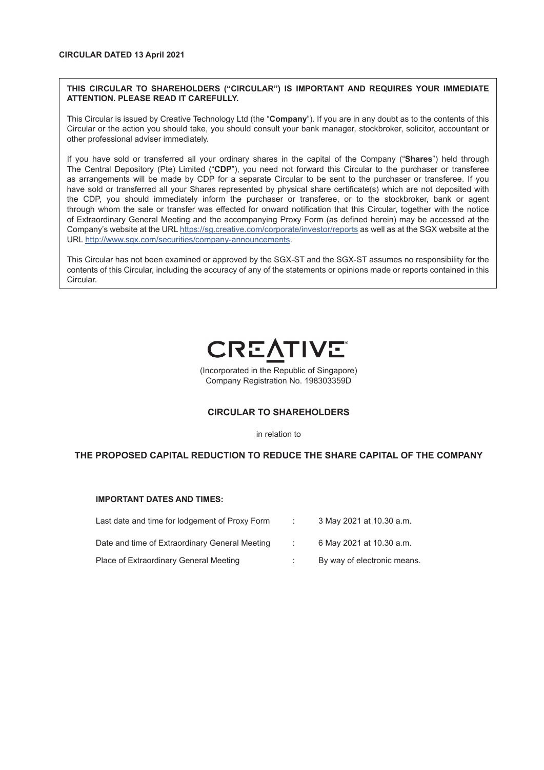**CIRCULAR DATED 13 April 2021**

**THIS CIRCULAR TO SHAREHOLDERS ("CIRCULAR") IS IMPORTANT AND REQUIRES YOUR IMMEDIATE ATTENTION. PLEASE READ IT CAREFULLY.**

This Circular is issued by Creative Technology Ltd (the "**Company**"). If you are in any doubt as to the contents of this Circular or the action you should take, you should consult your bank manager, stockbroker, solicitor, accountant or other professional adviser immediately.

If you have sold or transferred all your ordinary shares in the capital of the Company ("**Shares**") held through The Central Depository (Pte) Limited ("**CDP**"), you need not forward this Circular to the purchaser or transferee as arrangements will be made by CDP for a separate Circular to be sent to the purchaser or transferee. If you have sold or transferred all your Shares represented by physical share certificate(s) which are not deposited with the CDP, you should immediately inform the purchaser or transferee, or to the stockbroker, bank or agent through whom the sale or transfer was effected for onward notification that this Circular, together with the notice of Extraordinary General Meeting and the accompanying Proxy Form (as defined herein) may be accessed at the Company's website at the URL https://sg.creative.com/corporate/investor/reports as well as at the SGX website at the URL http://www.sgx.com/securities/company-announcements.

This Circular has not been examined or approved by the SGX-ST and the SGX-ST assumes no responsibility for the contents of this Circular, including the accuracy of any of the statements or opinions made or reports contained in this Circular.

CREATIVE

(Incorporated in the Republic of Singapore)
Company Registration No. 198303359D

## CIRCULAR TO SHAREHOLDERS

in relation to

## THE PROPOSED CAPITAL REDUCTION TO REDUCE THE SHARE CAPITAL OF THE COMPANY

**IMPORTANT DATES AND TIMES:**

| | | |
|---|---|---|
| Last date and time for lodgement of Proxy Form | : | 3 May 2021 at 10.30 a.m. |
| Date and time of Extraordinary General Meeting | : | 6 May 2021 at 10.30 a.m. |
| Place of Extraordinary General Meeting | : | By way of electronic means. |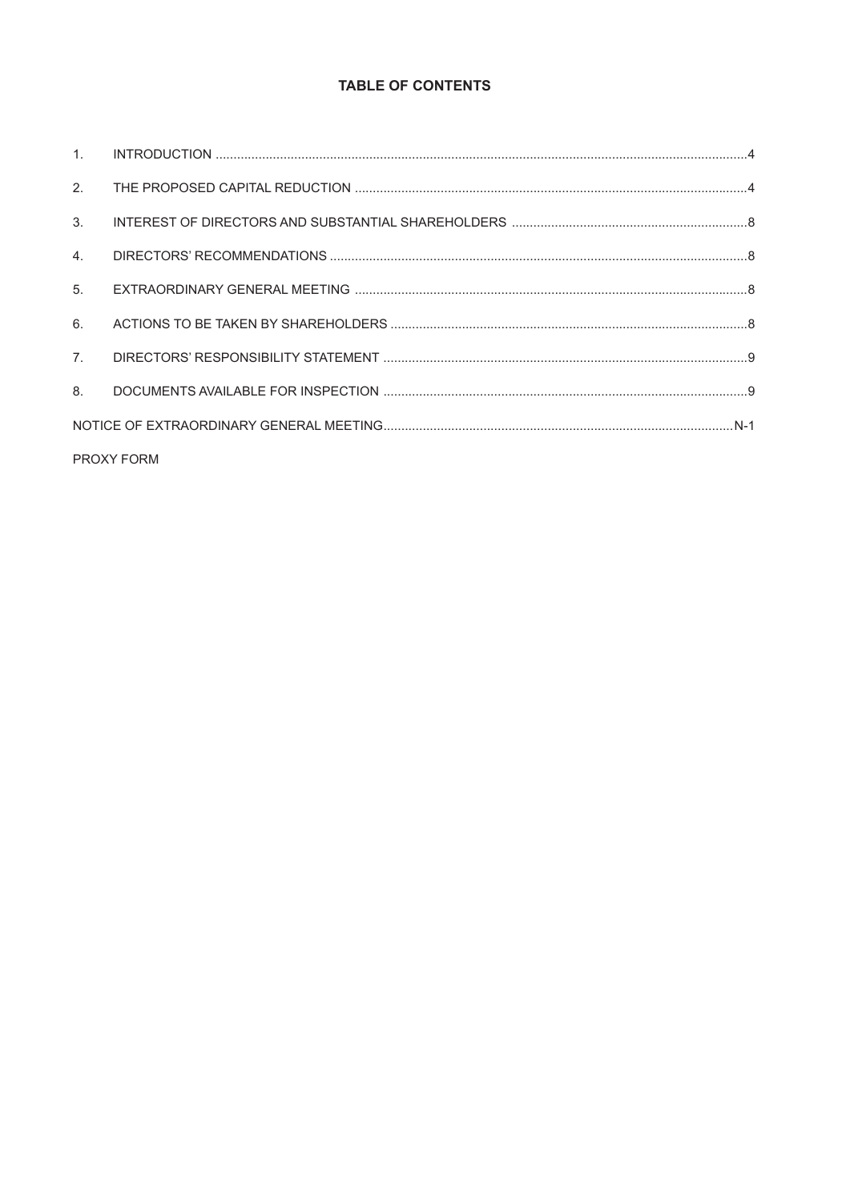# TABLE OF CONTENTS

| | | |
|---|---|---|
| 1. | INTRODUCTION | 4 |
| 2. | THE PROPOSED CAPITAL REDUCTION | 4 |
| 3. | INTEREST OF DIRECTORS AND SUBSTANTIAL SHAREHOLDERS | 8 |
| 4. | DIRECTORS' RECOMMENDATIONS | 8 |
| 5. | EXTRAORDINARY GENERAL MEETING | 8 |
| 6. | ACTIONS TO BE TAKEN BY SHAREHOLDERS | 8 |
| 7. | DIRECTORS' RESPONSIBILITY STATEMENT | 9 |
| 8. | DOCUMENTS AVAILABLE FOR INSPECTION | 9 |
| NOTICE OF EXTRAORDINARY GENERAL MEETING | | N-1 |
| PROXY FORM | | |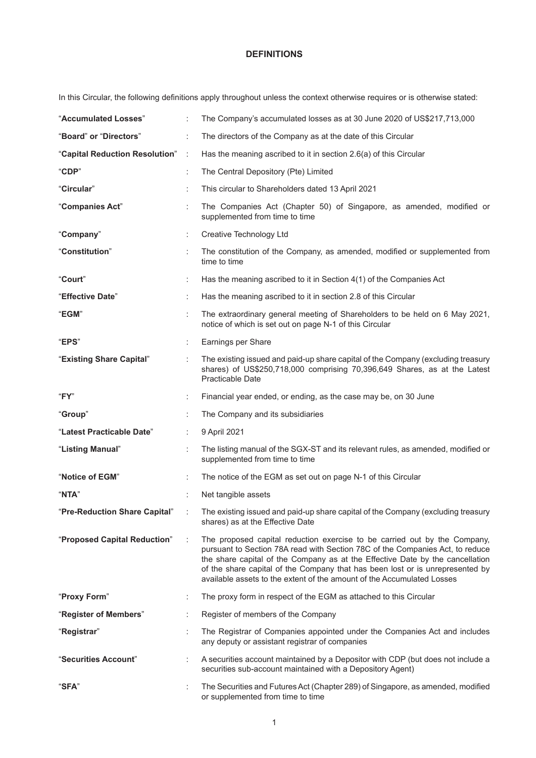# DEFINITIONS

In this Circular, the following definitions apply throughout unless the context otherwise requires or is otherwise stated:

| Term | | Definition |
|---|---|---|
| "**Accumulated Losses**" | : | The Company's accumulated losses as at 30 June 2020 of US$217,713,000 |
| "**Board**" or "**Directors**" | : | The directors of the Company as at the date of this Circular |
| "**Capital Reduction Resolution**" | : | Has the meaning ascribed to it in section 2.6(a) of this Circular |
| "**CDP**" | : | The Central Depository (Pte) Limited |
| "**Circular**" | : | This circular to Shareholders dated 13 April 2021 |
| "**Companies Act**" | : | The Companies Act (Chapter 50) of Singapore, as amended, modified or supplemented from time to time |
| "**Company**" | : | Creative Technology Ltd |
| "**Constitution**" | : | The constitution of the Company, as amended, modified or supplemented from time to time |
| "**Court**" | : | Has the meaning ascribed to it in Section 4(1) of the Companies Act |
| "**Effective Date**" | : | Has the meaning ascribed to it in section 2.8 of this Circular |
| "**EGM**" | : | The extraordinary general meeting of Shareholders to be held on 6 May 2021, notice of which is set out on page N-1 of this Circular |
| "**EPS**" | : | Earnings per Share |
| "**Existing Share Capital**" | : | The existing issued and paid-up share capital of the Company (excluding treasury shares) of US$250,718,000 comprising 70,396,649 Shares, as at the Latest Practicable Date |
| "**FY**" | : | Financial year ended, or ending, as the case may be, on 30 June |
| "**Group**" | : | The Company and its subsidiaries |
| "**Latest Practicable Date**" | : | 9 April 2021 |
| "**Listing Manual**" | : | The listing manual of the SGX-ST and its relevant rules, as amended, modified or supplemented from time to time |
| "**Notice of EGM**" | : | The notice of the EGM as set out on page N-1 of this Circular |
| "**NTA**" | : | Net tangible assets |
| "**Pre-Reduction Share Capital**" | : | The existing issued and paid-up share capital of the Company (excluding treasury shares) as at the Effective Date |
| "**Proposed Capital Reduction**" | : | The proposed capital reduction exercise to be carried out by the Company, pursuant to Section 78A read with Section 78C of the Companies Act, to reduce the share capital of the Company as at the Effective Date by the cancellation of the share capital of the Company that has been lost or is unrepresented by available assets to the extent of the amount of the Accumulated Losses |
| "**Proxy Form**" | : | The proxy form in respect of the EGM as attached to this Circular |
| "**Register of Members**" | : | Register of members of the Company |
| "**Registrar**" | : | The Registrar of Companies appointed under the Companies Act and includes any deputy or assistant registrar of companies |
| "**Securities Account**" | : | A securities account maintained by a Depositor with CDP (but does not include a securities sub-account maintained with a Depository Agent) |
| "**SFA**" | : | The Securities and Futures Act (Chapter 289) of Singapore, as amended, modified or supplemented from time to time |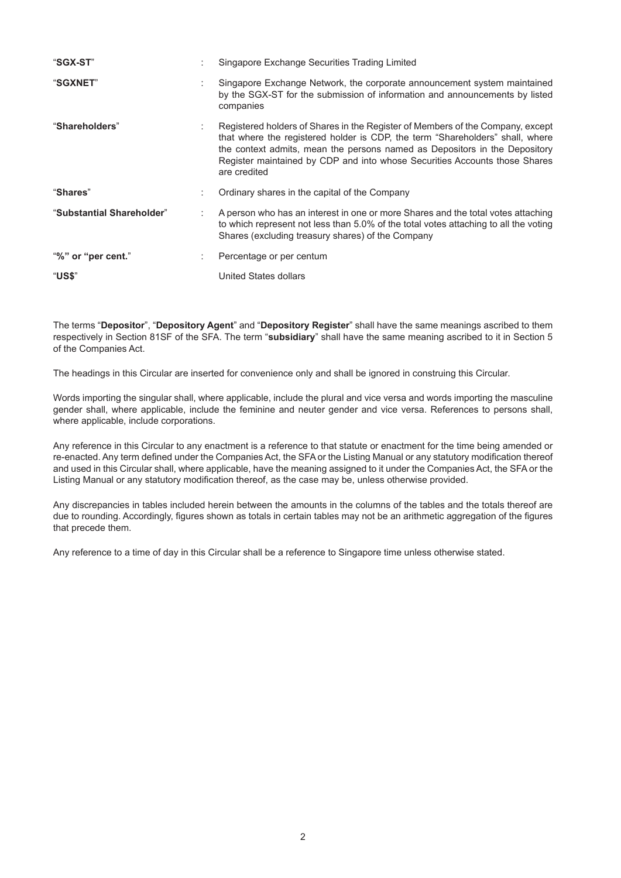| | | |
|---|---|---|
| "**SGX-ST**" | : | Singapore Exchange Securities Trading Limited |
| "**SGXNET**" | : | Singapore Exchange Network, the corporate announcement system maintained by the SGX-ST for the submission of information and announcements by listed companies |
| "**Shareholders**" | : | Registered holders of Shares in the Register of Members of the Company, except that where the registered holder is CDP, the term "Shareholders" shall, where the context admits, mean the persons named as Depositors in the Depository Register maintained by CDP and into whose Securities Accounts those Shares are credited |
| "**Shares**" | : | Ordinary shares in the capital of the Company |
| "**Substantial Shareholder**" | : | A person who has an interest in one or more Shares and the total votes attaching to which represent not less than 5.0% of the total votes attaching to all the voting Shares (excluding treasury shares) of the Company |
| "**%" or "per cent.**" | : | Percentage or per centum |
| "**US$**" | | United States dollars |

The terms "**Depositor**", "**Depository Agent**" and "**Depository Register**" shall have the same meanings ascribed to them respectively in Section 81SF of the SFA. The term "**subsidiary**" shall have the same meaning ascribed to it in Section 5 of the Companies Act.

The headings in this Circular are inserted for convenience only and shall be ignored in construing this Circular.

Words importing the singular shall, where applicable, include the plural and vice versa and words importing the masculine gender shall, where applicable, include the feminine and neuter gender and vice versa. References to persons shall, where applicable, include corporations.

Any reference in this Circular to any enactment is a reference to that statute or enactment for the time being amended or re-enacted. Any term defined under the Companies Act, the SFA or the Listing Manual or any statutory modification thereof and used in this Circular shall, where applicable, have the meaning assigned to it under the Companies Act, the SFA or the Listing Manual or any statutory modification thereof, as the case may be, unless otherwise provided.

Any discrepancies in tables included herein between the amounts in the columns of the tables and the totals thereof are due to rounding. Accordingly, figures shown as totals in certain tables may not be an arithmetic aggregation of the figures that precede them.

Any reference to a time of day in this Circular shall be a reference to Singapore time unless otherwise stated.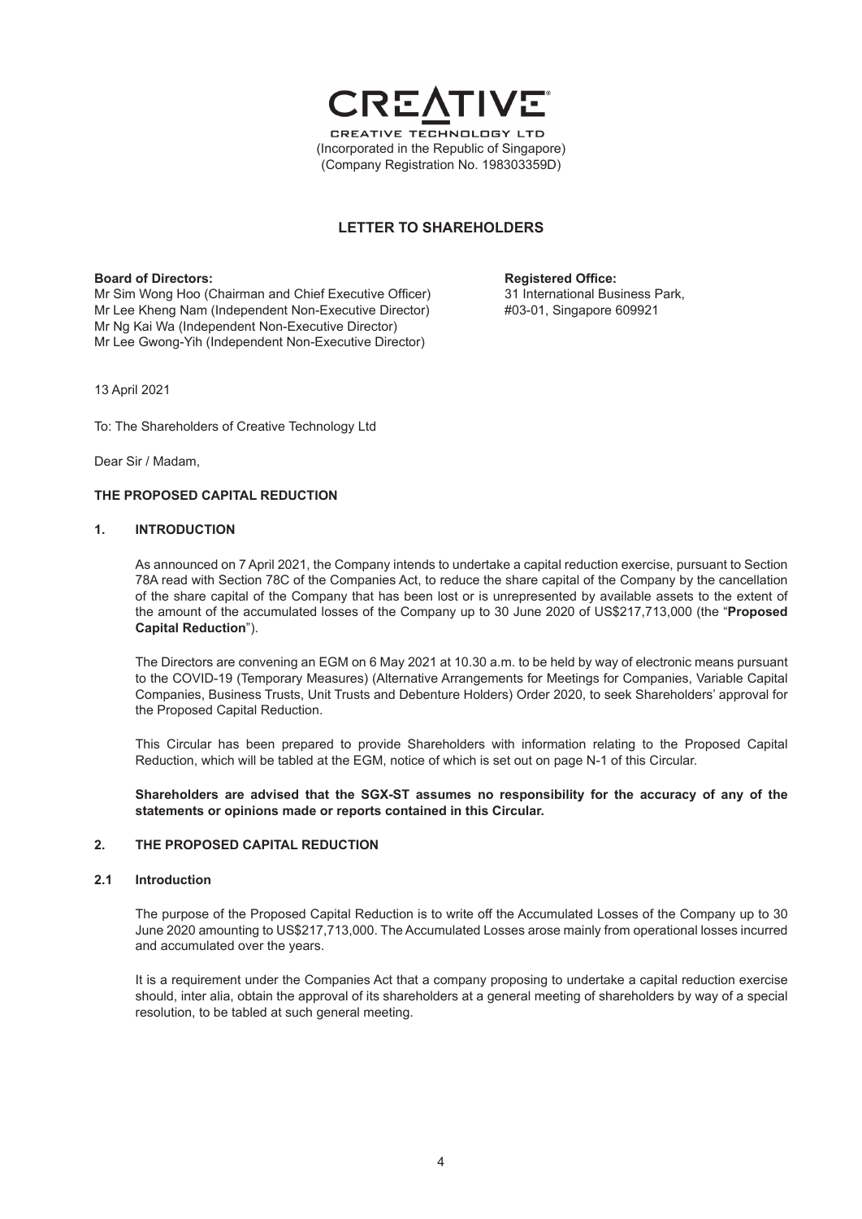**CREATIVE**

CREATIVE TECHNOLOGY LTD
(Incorporated in the Republic of Singapore)
(Company Registration No. 198303359D)

## LETTER TO SHAREHOLDERS

**Board of Directors:**
Mr Sim Wong Hoo (Chairman and Chief Executive Officer)
Mr Lee Kheng Nam (Independent Non-Executive Director)
Mr Ng Kai Wa (Independent Non-Executive Director)
Mr Lee Gwong-Yih (Independent Non-Executive Director)

**Registered Office:**
31 International Business Park,
#03-01, Singapore 609921

13 April 2021

To: The Shareholders of Creative Technology Ltd

Dear Sir / Madam,

**THE PROPOSED CAPITAL REDUCTION**

### 1. INTRODUCTION

As announced on 7 April 2021, the Company intends to undertake a capital reduction exercise, pursuant to Section 78A read with Section 78C of the Companies Act, to reduce the share capital of the Company by the cancellation of the share capital of the Company that has been lost or is unrepresented by available assets to the extent of the amount of the accumulated losses of the Company up to 30 June 2020 of US$217,713,000 (the "**Proposed Capital Reduction**").

The Directors are convening an EGM on 6 May 2021 at 10.30 a.m. to be held by way of electronic means pursuant to the COVID-19 (Temporary Measures) (Alternative Arrangements for Meetings for Companies, Variable Capital Companies, Business Trusts, Unit Trusts and Debenture Holders) Order 2020, to seek Shareholders' approval for the Proposed Capital Reduction.

This Circular has been prepared to provide Shareholders with information relating to the Proposed Capital Reduction, which will be tabled at the EGM, notice of which is set out on page N-1 of this Circular.

**Shareholders are advised that the SGX-ST assumes no responsibility for the accuracy of any of the statements or opinions made or reports contained in this Circular.**

### 2. THE PROPOSED CAPITAL REDUCTION

#### 2.1 Introduction

The purpose of the Proposed Capital Reduction is to write off the Accumulated Losses of the Company up to 30 June 2020 amounting to US$217,713,000. The Accumulated Losses arose mainly from operational losses incurred and accumulated over the years.

It is a requirement under the Companies Act that a company proposing to undertake a capital reduction exercise should, inter alia, obtain the approval of its shareholders at a general meeting of shareholders by way of a special resolution, to be tabled at such general meeting.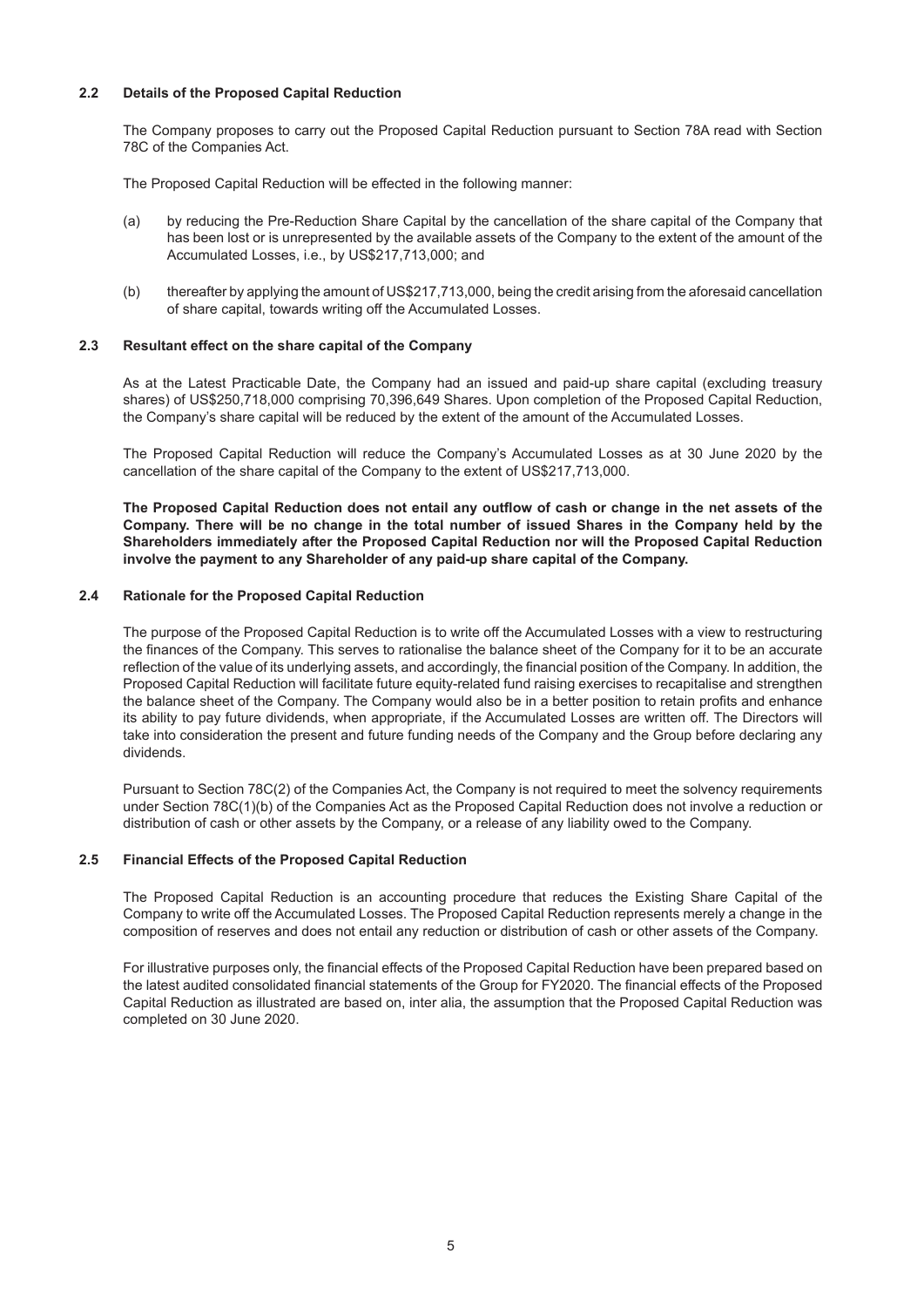### 2.2 Details of the Proposed Capital Reduction

The Company proposes to carry out the Proposed Capital Reduction pursuant to Section 78A read with Section 78C of the Companies Act.

The Proposed Capital Reduction will be effected in the following manner:

(a) by reducing the Pre-Reduction Share Capital by the cancellation of the share capital of the Company that has been lost or is unrepresented by the available assets of the Company to the extent of the amount of the Accumulated Losses, i.e., by US$217,713,000; and

(b) thereafter by applying the amount of US$217,713,000, being the credit arising from the aforesaid cancellation of share capital, towards writing off the Accumulated Losses.

### 2.3 Resultant effect on the share capital of the Company

As at the Latest Practicable Date, the Company had an issued and paid-up share capital (excluding treasury shares) of US$250,718,000 comprising 70,396,649 Shares. Upon completion of the Proposed Capital Reduction, the Company's share capital will be reduced by the extent of the amount of the Accumulated Losses.

The Proposed Capital Reduction will reduce the Company's Accumulated Losses as at 30 June 2020 by the cancellation of the share capital of the Company to the extent of US$217,713,000.

**The Proposed Capital Reduction does not entail any outflow of cash or change in the net assets of the Company. There will be no change in the total number of issued Shares in the Company held by the Shareholders immediately after the Proposed Capital Reduction nor will the Proposed Capital Reduction involve the payment to any Shareholder of any paid-up share capital of the Company.**

### 2.4 Rationale for the Proposed Capital Reduction

The purpose of the Proposed Capital Reduction is to write off the Accumulated Losses with a view to restructuring the finances of the Company. This serves to rationalise the balance sheet of the Company for it to be an accurate reflection of the value of its underlying assets, and accordingly, the financial position of the Company. In addition, the Proposed Capital Reduction will facilitate future equity-related fund raising exercises to recapitalise and strengthen the balance sheet of the Company. The Company would also be in a better position to retain profits and enhance its ability to pay future dividends, when appropriate, if the Accumulated Losses are written off. The Directors will take into consideration the present and future funding needs of the Company and the Group before declaring any dividends.

Pursuant to Section 78C(2) of the Companies Act, the Company is not required to meet the solvency requirements under Section 78C(1)(b) of the Companies Act as the Proposed Capital Reduction does not involve a reduction or distribution of cash or other assets by the Company, or a release of any liability owed to the Company.

### 2.5 Financial Effects of the Proposed Capital Reduction

The Proposed Capital Reduction is an accounting procedure that reduces the Existing Share Capital of the Company to write off the Accumulated Losses. The Proposed Capital Reduction represents merely a change in the composition of reserves and does not entail any reduction or distribution of cash or other assets of the Company.

For illustrative purposes only, the financial effects of the Proposed Capital Reduction have been prepared based on the latest audited consolidated financial statements of the Group for FY2020. The financial effects of the Proposed Capital Reduction as illustrated are based on, inter alia, the assumption that the Proposed Capital Reduction was completed on 30 June 2020.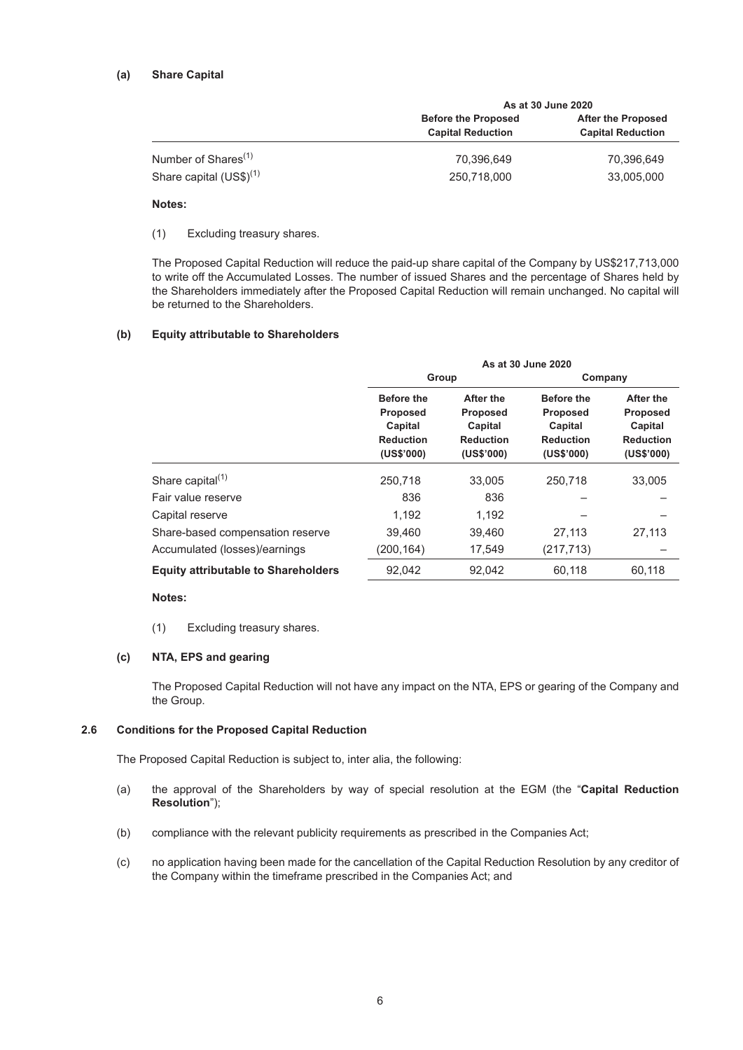**(a) Share Capital**

| | As at 30 June 2020 | |
|---|---|---|
| | **Before the Proposed Capital Reduction** | **After the Proposed Capital Reduction** |
| Number of Shares[(1)] | 70,396,649 | 70,396,649 |
| Share capital (US$)[(1)] | 250,718,000 | 33,005,000 |

**Notes:**

(1) Excluding treasury shares.

The Proposed Capital Reduction will reduce the paid-up share capital of the Company by US$217,713,000 to write off the Accumulated Losses. The number of issued Shares and the percentage of Shares held by the Shareholders immediately after the Proposed Capital Reduction will remain unchanged. No capital will be returned to the Shareholders.

**(b) Equity attributable to Shareholders**

| | As at 30 June 2020 | | | |
|---|---|---|---|---|
| | Group | | Company | |
| | **Before the Proposed Capital Reduction (US$'000)** | **After the Proposed Capital Reduction (US$'000)** | **Before the Proposed Capital Reduction (US$'000)** | **After the Proposed Capital Reduction (US$'000)** |
| Share capital[(1)] | 250,718 | 33,005 | 250,718 | 33,005 |
| Fair value reserve | 836 | 836 | – | – |
| Capital reserve | 1,192 | 1,192 | – | – |
| Share-based compensation reserve | 39,460 | 39,460 | 27,113 | 27,113 |
| Accumulated (losses)/earnings | (200,164) | 17,549 | (217,713) | – |
| **Equity attributable to Shareholders** | 92,042 | 92,042 | 60,118 | 60,118 |

**Notes:**

(1) Excluding treasury shares.

**(c) NTA, EPS and gearing**

The Proposed Capital Reduction will not have any impact on the NTA, EPS or gearing of the Company and the Group.

### 2.6 Conditions for the Proposed Capital Reduction

The Proposed Capital Reduction is subject to, inter alia, the following:

(a) the approval of the Shareholders by way of special resolution at the EGM (the "**Capital Reduction Resolution**");

(b) compliance with the relevant publicity requirements as prescribed in the Companies Act;

(c) no application having been made for the cancellation of the Capital Reduction Resolution by any creditor of the Company within the timeframe prescribed in the Companies Act; and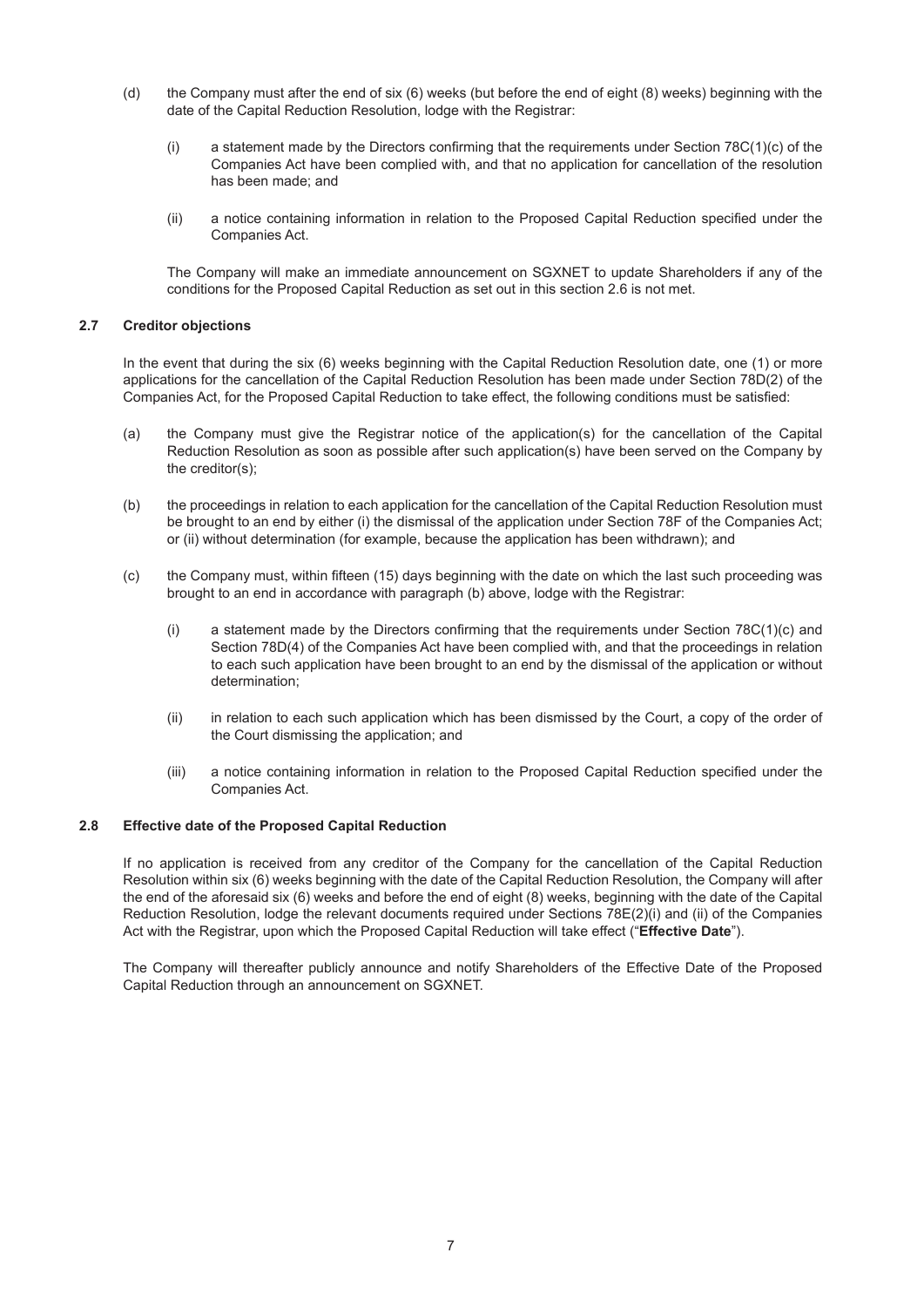(d) the Company must after the end of six (6) weeks (but before the end of eight (8) weeks) beginning with the date of the Capital Reduction Resolution, lodge with the Registrar:

   (i) a statement made by the Directors confirming that the requirements under Section 78C(1)(c) of the Companies Act have been complied with, and that no application for cancellation of the resolution has been made; and

   (ii) a notice containing information in relation to the Proposed Capital Reduction specified under the Companies Act.

The Company will make an immediate announcement on SGXNET to update Shareholders if any of the conditions for the Proposed Capital Reduction as set out in this section 2.6 is not met.

### 2.7 Creditor objections

In the event that during the six (6) weeks beginning with the Capital Reduction Resolution date, one (1) or more applications for the cancellation of the Capital Reduction Resolution has been made under Section 78D(2) of the Companies Act, for the Proposed Capital Reduction to take effect, the following conditions must be satisfied:

(a) the Company must give the Registrar notice of the application(s) for the cancellation of the Capital Reduction Resolution as soon as possible after such application(s) have been served on the Company by the creditor(s);

(b) the proceedings in relation to each application for the cancellation of the Capital Reduction Resolution must be brought to an end by either (i) the dismissal of the application under Section 78F of the Companies Act; or (ii) without determination (for example, because the application has been withdrawn); and

(c) the Company must, within fifteen (15) days beginning with the date on which the last such proceeding was brought to an end in accordance with paragraph (b) above, lodge with the Registrar:

   (i) a statement made by the Directors confirming that the requirements under Section 78C(1)(c) and Section 78D(4) of the Companies Act have been complied with, and that the proceedings in relation to each such application have been brought to an end by the dismissal of the application or without determination;

   (ii) in relation to each such application which has been dismissed by the Court, a copy of the order of the Court dismissing the application; and

   (iii) a notice containing information in relation to the Proposed Capital Reduction specified under the Companies Act.

### 2.8 Effective date of the Proposed Capital Reduction

If no application is received from any creditor of the Company for the cancellation of the Capital Reduction Resolution within six (6) weeks beginning with the date of the Capital Reduction Resolution, the Company will after the end of the aforesaid six (6) weeks and before the end of eight (8) weeks, beginning with the date of the Capital Reduction Resolution, lodge the relevant documents required under Sections 78E(2)(i) and (ii) of the Companies Act with the Registrar, upon which the Proposed Capital Reduction will take effect ("**Effective Date**").

The Company will thereafter publicly announce and notify Shareholders of the Effective Date of the Proposed Capital Reduction through an announcement on SGXNET.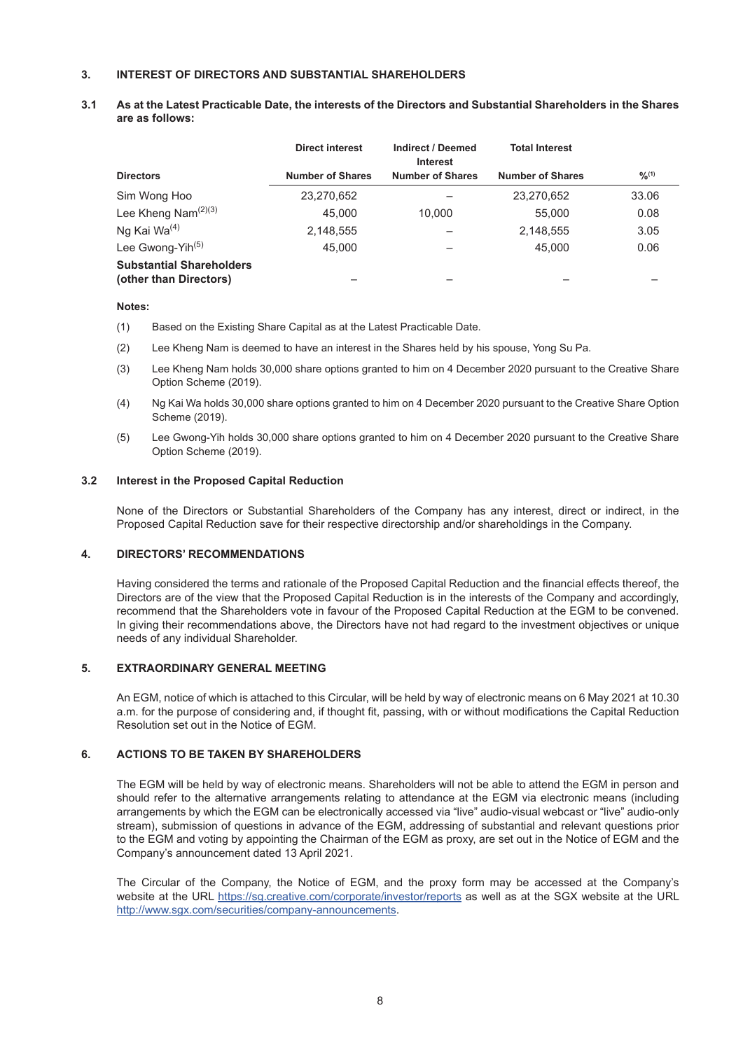### 3. INTEREST OF DIRECTORS AND SUBSTANTIAL SHAREHOLDERS

**3.1 As at the Latest Practicable Date, the interests of the Directors and Substantial Shareholders in the Shares are as follows:**

| | Direct interest | Indirect / Deemed Interest | Total Interest | |
|---|---|---|---|---|
| **Directors** | **Number of Shares** | **Number of Shares** | **Number of Shares** | **%[1]** |
| Sim Wong Hoo | 23,270,652 | – | 23,270,652 | 33.06 |
| Lee Kheng Nam[2][3] | 45,000 | 10,000 | 55,000 | 0.08 |
| Ng Kai Wa[4] | 2,148,555 | – | 2,148,555 | 3.05 |
| Lee Gwong-Yih[5] | 45,000 | – | 45,000 | 0.06 |
| **Substantial Shareholders (other than Directors)** | – | – | – | – |

**Notes:**

(1) Based on the Existing Share Capital as at the Latest Practicable Date.

(2) Lee Kheng Nam is deemed to have an interest in the Shares held by his spouse, Yong Su Pa.

(3) Lee Kheng Nam holds 30,000 share options granted to him on 4 December 2020 pursuant to the Creative Share Option Scheme (2019).

(4) Ng Kai Wa holds 30,000 share options granted to him on 4 December 2020 pursuant to the Creative Share Option Scheme (2019).

(5) Lee Gwong-Yih holds 30,000 share options granted to him on 4 December 2020 pursuant to the Creative Share Option Scheme (2019).

**3.2 Interest in the Proposed Capital Reduction**

None of the Directors or Substantial Shareholders of the Company has any interest, direct or indirect, in the Proposed Capital Reduction save for their respective directorship and/or shareholdings in the Company.

### 4. DIRECTORS' RECOMMENDATIONS

Having considered the terms and rationale of the Proposed Capital Reduction and the financial effects thereof, the Directors are of the view that the Proposed Capital Reduction is in the interests of the Company and accordingly, recommend that the Shareholders vote in favour of the Proposed Capital Reduction at the EGM to be convened. In giving their recommendations above, the Directors have not had regard to the investment objectives or unique needs of any individual Shareholder.

### 5. EXTRAORDINARY GENERAL MEETING

An EGM, notice of which is attached to this Circular, will be held by way of electronic means on 6 May 2021 at 10.30 a.m. for the purpose of considering and, if thought fit, passing, with or without modifications the Capital Reduction Resolution set out in the Notice of EGM.

### 6. ACTIONS TO BE TAKEN BY SHAREHOLDERS

The EGM will be held by way of electronic means. Shareholders will not be able to attend the EGM in person and should refer to the alternative arrangements relating to attendance at the EGM via electronic means (including arrangements by which the EGM can be electronically accessed via "live" audio-visual webcast or "live" audio-only stream), submission of questions in advance of the EGM, addressing of substantial and relevant questions prior to the EGM and voting by appointing the Chairman of the EGM as proxy, are set out in the Notice of EGM and the Company's announcement dated 13 April 2021.

The Circular of the Company, the Notice of EGM, and the proxy form may be accessed at the Company's website at the URL https://sg.creative.com/corporate/investor/reports as well as at the SGX website at the URL http://www.sgx.com/securities/company-announcements.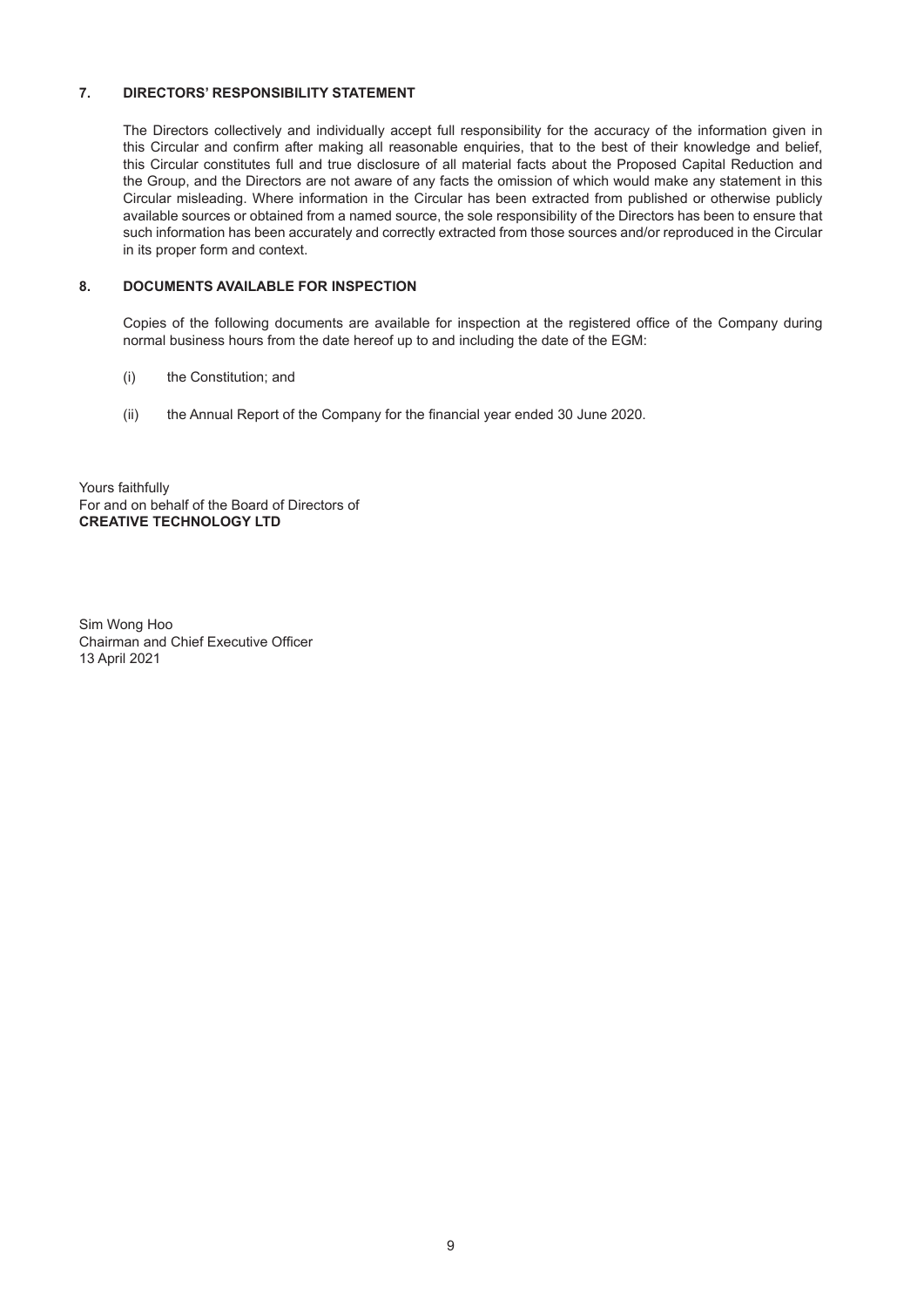## 7. DIRECTORS' RESPONSIBILITY STATEMENT

The Directors collectively and individually accept full responsibility for the accuracy of the information given in this Circular and confirm after making all reasonable enquiries, that to the best of their knowledge and belief, this Circular constitutes full and true disclosure of all material facts about the Proposed Capital Reduction and the Group, and the Directors are not aware of any facts the omission of which would make any statement in this Circular misleading. Where information in the Circular has been extracted from published or otherwise publicly available sources or obtained from a named source, the sole responsibility of the Directors has been to ensure that such information has been accurately and correctly extracted from those sources and/or reproduced in the Circular in its proper form and context.

## 8. DOCUMENTS AVAILABLE FOR INSPECTION

Copies of the following documents are available for inspection at the registered office of the Company during normal business hours from the date hereof up to and including the date of the EGM:

(i) the Constitution; and

(ii) the Annual Report of the Company for the financial year ended 30 June 2020.

Yours faithfully
For and on behalf of the Board of Directors of
**CREATIVE TECHNOLOGY LTD**

Sim Wong Hoo
Chairman and Chief Executive Officer
13 April 2021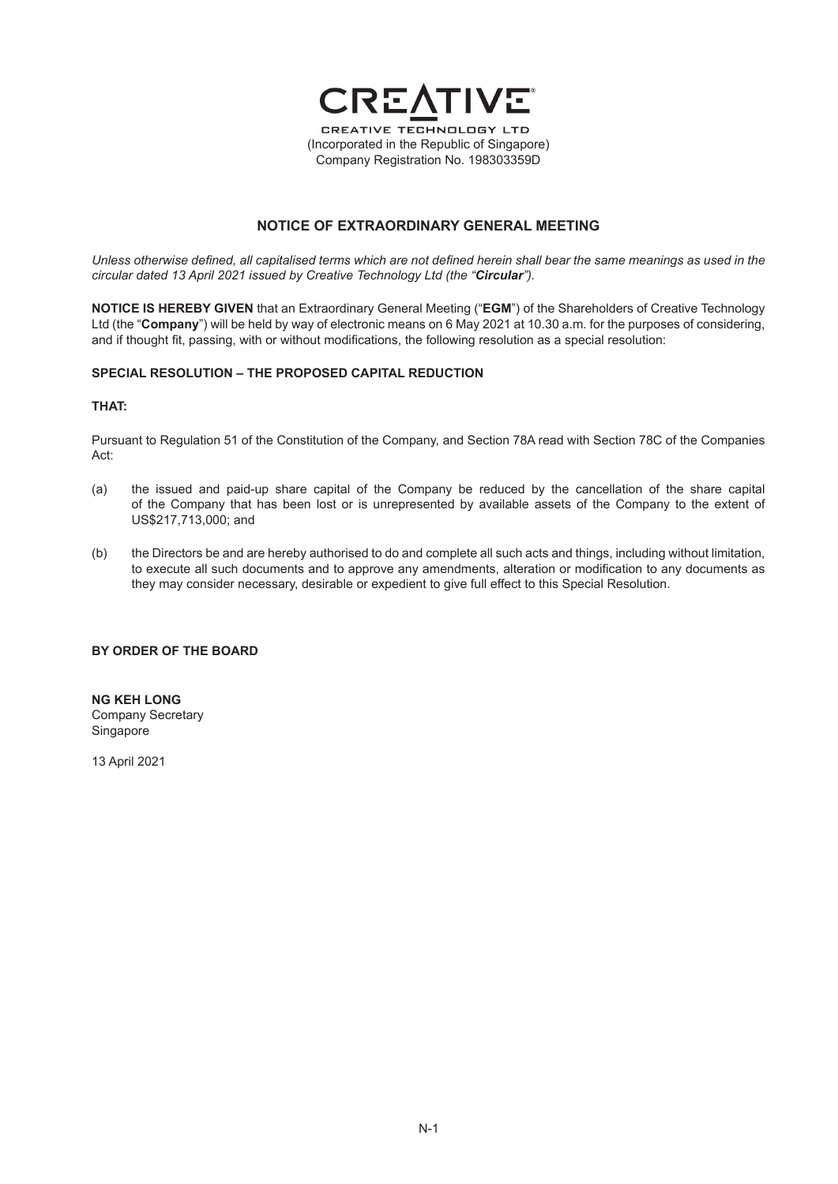**CREATIVE**

CREATIVE TECHNOLOGY LTD
(Incorporated in the Republic of Singapore)
Company Registration No. 198303359D

## NOTICE OF EXTRAORDINARY GENERAL MEETING

*Unless otherwise defined, all capitalised terms which are not defined herein shall bear the same meanings as used in the circular dated 13 April 2021 issued by Creative Technology Ltd (the "**Circular**").*

**NOTICE IS HEREBY GIVEN** that an Extraordinary General Meeting ("**EGM**") of the Shareholders of Creative Technology Ltd (the "**Company**") will be held by way of electronic means on 6 May 2021 at 10.30 a.m. for the purposes of considering, and if thought fit, passing, with or without modifications, the following resolution as a special resolution:

**SPECIAL RESOLUTION – THE PROPOSED CAPITAL REDUCTION**

**THAT:**

Pursuant to Regulation 51 of the Constitution of the Company, and Section 78A read with Section 78C of the Companies Act:

(a) the issued and paid-up share capital of the Company be reduced by the cancellation of the share capital of the Company that has been lost or is unrepresented by available assets of the Company to the extent of US$217,713,000; and

(b) the Directors be and are hereby authorised to do and complete all such acts and things, including without limitation, to execute all such documents and to approve any amendments, alteration or modification to any documents as they may consider necessary, desirable or expedient to give full effect to this Special Resolution.

**BY ORDER OF THE BOARD**

**NG KEH LONG**
Company Secretary
Singapore

13 April 2021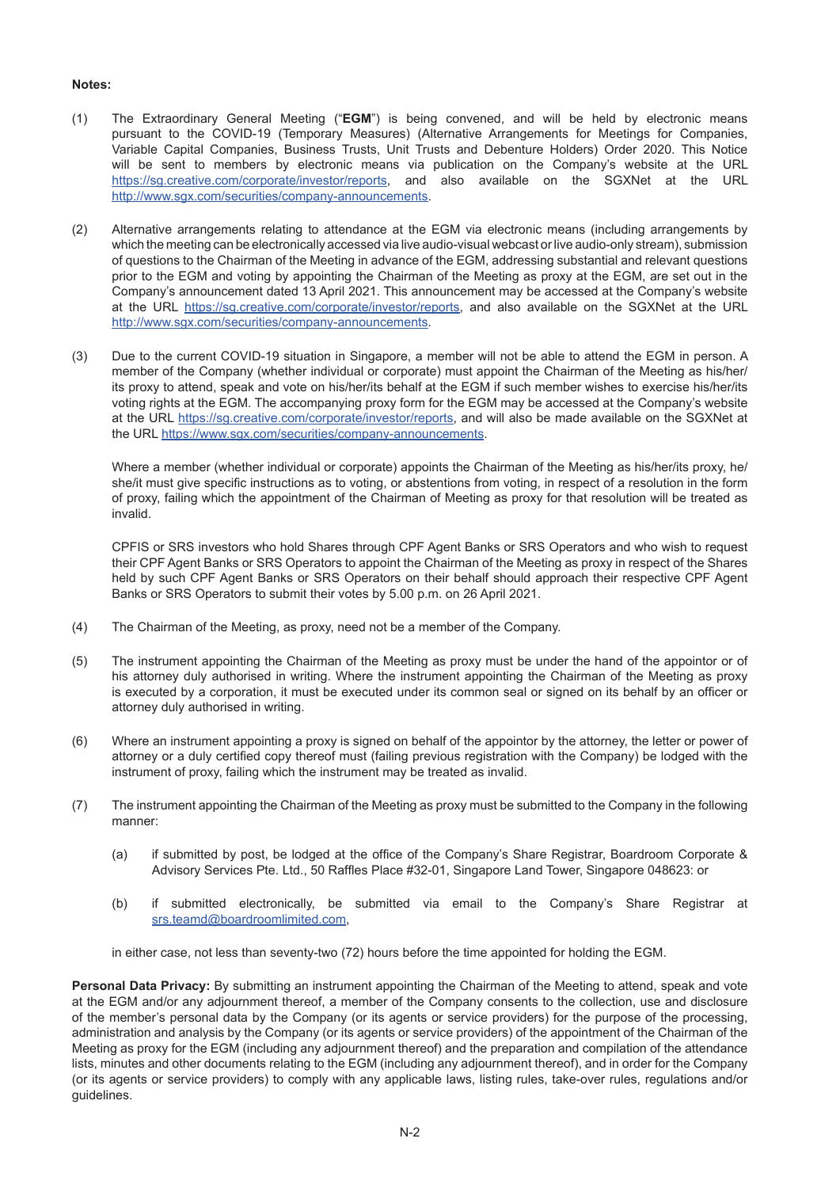**Notes:**

(1) The Extraordinary General Meeting ("**EGM**") is being convened, and will be held by electronic means pursuant to the COVID-19 (Temporary Measures) (Alternative Arrangements for Meetings for Companies, Variable Capital Companies, Business Trusts, Unit Trusts and Debenture Holders) Order 2020. This Notice will be sent to members by electronic means via publication on the Company's website at the URL https://sg.creative.com/corporate/investor/reports, and also available on the SGXNet at the URL http://www.sgx.com/securities/company-announcements.

(2) Alternative arrangements relating to attendance at the EGM via electronic means (including arrangements by which the meeting can be electronically accessed via live audio-visual webcast or live audio-only stream), submission of questions to the Chairman of the Meeting in advance of the EGM, addressing substantial and relevant questions prior to the EGM and voting by appointing the Chairman of the Meeting as proxy at the EGM, are set out in the Company's announcement dated 13 April 2021. This announcement may be accessed at the Company's website at the URL https://sg.creative.com/corporate/investor/reports, and also available on the SGXNet at the URL http://www.sgx.com/securities/company-announcements.

(3) Due to the current COVID-19 situation in Singapore, a member will not be able to attend the EGM in person. A member of the Company (whether individual or corporate) must appoint the Chairman of the Meeting as his/her/its proxy to attend, speak and vote on his/her/its behalf at the EGM if such member wishes to exercise his/her/its voting rights at the EGM. The accompanying proxy form for the EGM may be accessed at the Company's website at the URL https://sg.creative.com/corporate/investor/reports, and will also be made available on the SGXNet at the URL https://www.sgx.com/securities/company-announcements.

    Where a member (whether individual or corporate) appoints the Chairman of the Meeting as his/her/its proxy, he/she/it must give specific instructions as to voting, or abstentions from voting, in respect of a resolution in the form of proxy, failing which the appointment of the Chairman of Meeting as proxy for that resolution will be treated as invalid.

    CPFIS or SRS investors who hold Shares through CPF Agent Banks or SRS Operators and who wish to request their CPF Agent Banks or SRS Operators to appoint the Chairman of the Meeting as proxy in respect of the Shares held by such CPF Agent Banks or SRS Operators on their behalf should approach their respective CPF Agent Banks or SRS Operators to submit their votes by 5.00 p.m. on 26 April 2021.

(4) The Chairman of the Meeting, as proxy, need not be a member of the Company.

(5) The instrument appointing the Chairman of the Meeting as proxy must be under the hand of the appointor or of his attorney duly authorised in writing. Where the instrument appointing the Chairman of the Meeting as proxy is executed by a corporation, it must be executed under its common seal or signed on its behalf by an officer or attorney duly authorised in writing.

(6) Where an instrument appointing a proxy is signed on behalf of the appointor by the attorney, the letter or power of attorney or a duly certified copy thereof must (failing previous registration with the Company) be lodged with the instrument of proxy, failing which the instrument may be treated as invalid.

(7) The instrument appointing the Chairman of the Meeting as proxy must be submitted to the Company in the following manner:

    (a) if submitted by post, be lodged at the office of the Company's Share Registrar, Boardroom Corporate & Advisory Services Pte. Ltd., 50 Raffles Place #32-01, Singapore Land Tower, Singapore 048623: or

    (b) if submitted electronically, be submitted via email to the Company's Share Registrar at srs.teamd@boardroomlimited.com,

    in either case, not less than seventy-two (72) hours before the time appointed for holding the EGM.

**Personal Data Privacy:** By submitting an instrument appointing the Chairman of the Meeting to attend, speak and vote at the EGM and/or any adjournment thereof, a member of the Company consents to the collection, use and disclosure of the member's personal data by the Company (or its agents or service providers) for the purpose of the processing, administration and analysis by the Company (or its agents or service providers) of the appointment of the Chairman of the Meeting as proxy for the EGM (including any adjournment thereof) and the preparation and compilation of the attendance lists, minutes and other documents relating to the EGM (including any adjournment thereof), and in order for the Company (or its agents or service providers) to comply with any applicable laws, listing rules, take-over rules, regulations and/or guidelines.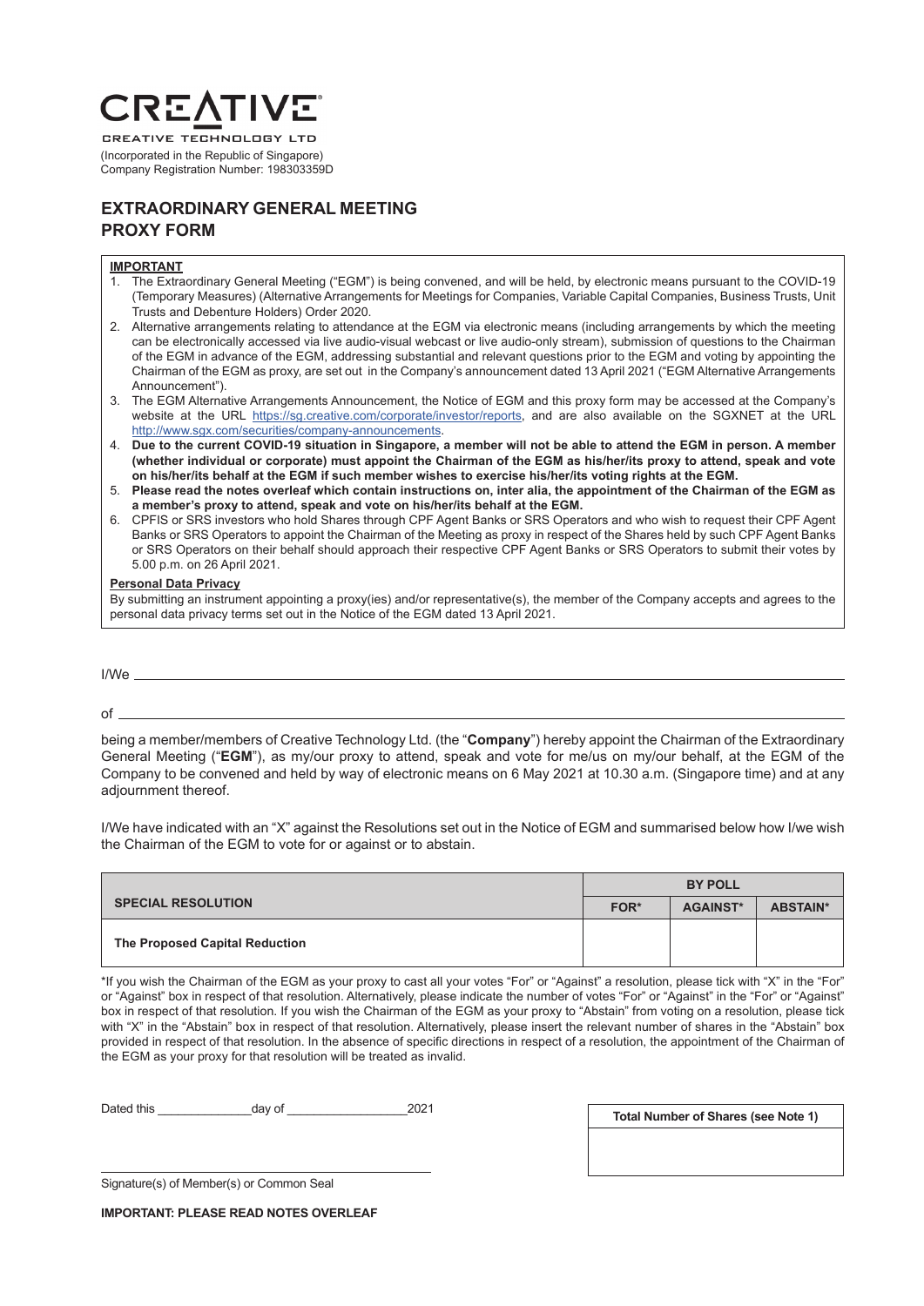**CREATIVE**

CREATIVE TECHNOLOGY LTD

(Incorporated in the Republic of Singapore)
Company Registration Number: 198303359D

# EXTRAORDINARY GENERAL MEETING PROXY FORM

**IMPORTANT**

1. The Extraordinary General Meeting ("EGM") is being convened, and will be held, by electronic means pursuant to the COVID-19 (Temporary Measures) (Alternative Arrangements for Meetings for Companies, Variable Capital Companies, Business Trusts, Unit Trusts and Debenture Holders) Order 2020.
2. Alternative arrangements relating to attendance at the EGM via electronic means (including arrangements by which the meeting can be electronically accessed via live audio-visual webcast or live audio-only stream), submission of questions to the Chairman of the EGM in advance of the EGM, addressing substantial and relevant questions prior to the EGM and voting by appointing the Chairman of the EGM as proxy, are set out in the Company's announcement dated 13 April 2021 ("EGM Alternative Arrangements Announcement").
3. The EGM Alternative Arrangements Announcement, the Notice of EGM and this proxy form may be accessed at the Company's website at the URL https://sg.creative.com/corporate/investor/reports, and are also available on the SGXNET at the URL http://www.sgx.com/securities/company-announcements.
4. **Due to the current COVID-19 situation in Singapore, a member will not be able to attend the EGM in person. A member (whether individual or corporate) must appoint the Chairman of the EGM as his/her/its proxy to attend, speak and vote on his/her/its behalf at the EGM if such member wishes to exercise his/her/its voting rights at the EGM.**
5. **Please read the notes overleaf which contain instructions on, inter alia, the appointment of the Chairman of the EGM as a member's proxy to attend, speak and vote on his/her/its behalf at the EGM.**
6. CPFIS or SRS investors who hold Shares through CPF Agent Banks or SRS Operators and who wish to request their CPF Agent Banks or SRS Operators to appoint the Chairman of the Meeting as proxy in respect of the Shares held by such CPF Agent Banks or SRS Operators on their behalf should approach their respective CPF Agent Banks or SRS Operators to submit their votes by 5.00 p.m. on 26 April 2021.

**Personal Data Privacy**

By submitting an instrument appointing a proxy(ies) and/or representative(s), the member of the Company accepts and agrees to the personal data privacy terms set out in the Notice of the EGM dated 13 April 2021.

I/We ______________________________________________________________________

of ________________________________________________________________________

being a member/members of Creative Technology Ltd. (the "**Company**") hereby appoint the Chairman of the Extraordinary General Meeting ("**EGM**"), as my/our proxy to attend, speak and vote for me/us on my/our behalf, at the EGM of the Company to be convened and held by way of electronic means on 6 May 2021 at 10.30 a.m. (Singapore time) and at any adjournment thereof.

I/We have indicated with an "X" against the Resolutions set out in the Notice of EGM and summarised below how I/we wish the Chairman of the EGM to vote for or against or to abstain.

| | BY POLL | | |
|---|---|---|---|
| **SPECIAL RESOLUTION** | **FOR*** | **AGAINST*** | **ABSTAIN*** |
| **The Proposed Capital Reduction** | | | |

*If you wish the Chairman of the EGM as your proxy to cast all your votes "For" or "Against" a resolution, please tick with "X" in the "For" or "Against" box in respect of that resolution. Alternatively, please indicate the number of votes "For" or "Against" in the "For" or "Against" box in respect of that resolution. If you wish the Chairman of the EGM as your proxy to "Abstain" from voting on a resolution, please tick with "X" in the "Abstain" box in respect of that resolution. Alternatively, please insert the relevant number of shares in the "Abstain" box provided in respect of that resolution. In the absence of specific directions in respect of a resolution, the appointment of the Chairman of the EGM as your proxy for that resolution will be treated as invalid.

Dated this ______________ day of __________________ 2021

| Total Number of Shares (see Note 1) |
|---|
| |

_____________________________________________

Signature(s) of Member(s) or Common Seal

**IMPORTANT: PLEASE READ NOTES OVERLEAF**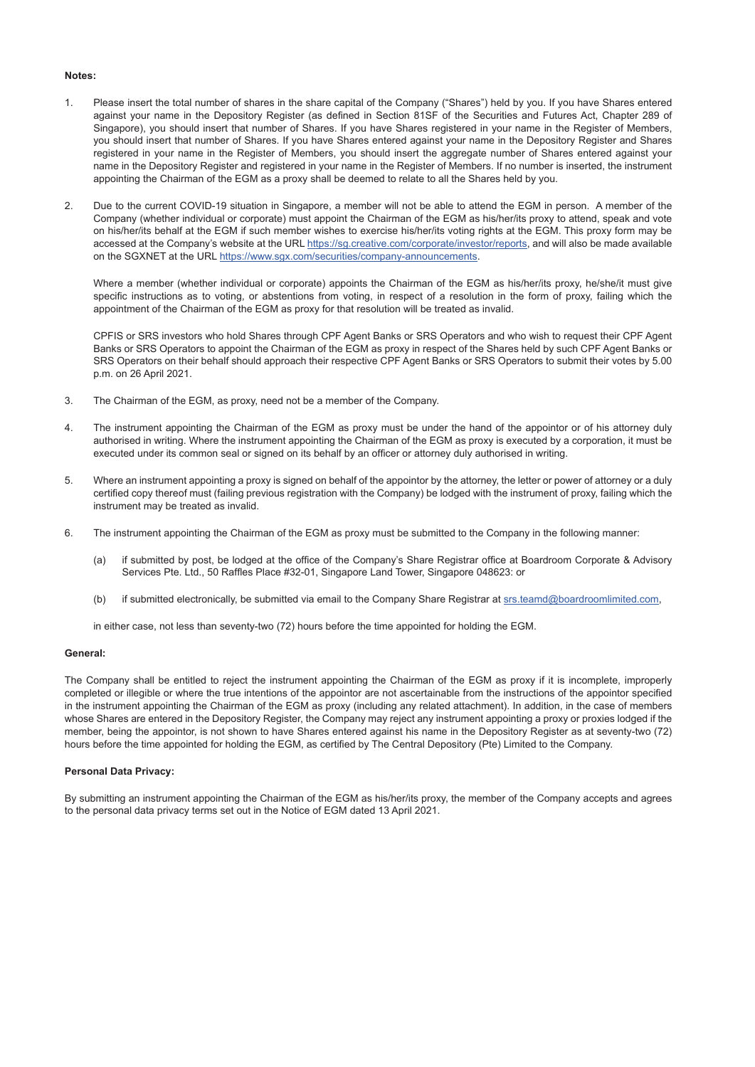**Notes:**

1. Please insert the total number of shares in the share capital of the Company ("Shares") held by you. If you have Shares entered against your name in the Depository Register (as defined in Section 81SF of the Securities and Futures Act, Chapter 289 of Singapore), you should insert that number of Shares. If you have Shares registered in your name in the Register of Members, you should insert that number of Shares. If you have Shares entered against your name in the Depository Register and Shares registered in your name in the Register of Members, you should insert the aggregate number of Shares entered against your name in the Depository Register and registered in your name in the Register of Members. If no number is inserted, the instrument appointing the Chairman of the EGM as a proxy shall be deemed to relate to all the Shares held by you.

2. Due to the current COVID-19 situation in Singapore, a member will not be able to attend the EGM in person. A member of the Company (whether individual or corporate) must appoint the Chairman of the EGM as his/her/its proxy to attend, speak and vote on his/her/its behalf at the EGM if such member wishes to exercise his/her/its voting rights at the EGM. This proxy form may be accessed at the Company's website at the URL https://sg.creative.com/corporate/investor/reports, and will also be made available on the SGXNET at the URL https://www.sgx.com/securities/company-announcements.

   Where a member (whether individual or corporate) appoints the Chairman of the EGM as his/her/its proxy, he/she/it must give specific instructions as to voting, or abstentions from voting, in respect of a resolution in the form of proxy, failing which the appointment of the Chairman of the EGM as proxy for that resolution will be treated as invalid.

   CPFIS or SRS investors who hold Shares through CPF Agent Banks or SRS Operators and who wish to request their CPF Agent Banks or SRS Operators to appoint the Chairman of the EGM as proxy in respect of the Shares held by such CPF Agent Banks or SRS Operators on their behalf should approach their respective CPF Agent Banks or SRS Operators to submit their votes by 5.00 p.m. on 26 April 2021.

3. The Chairman of the EGM, as proxy, need not be a member of the Company.

4. The instrument appointing the Chairman of the EGM as proxy must be under the hand of the appointor or of his attorney duly authorised in writing. Where the instrument appointing the Chairman of the EGM as proxy is executed by a corporation, it must be executed under its common seal or signed on its behalf by an officer or attorney duly authorised in writing.

5. Where an instrument appointing a proxy is signed on behalf of the appointor by the attorney, the letter or power of attorney or a duly certified copy thereof must (failing previous registration with the Company) be lodged with the instrument of proxy, failing which the instrument may be treated as invalid.

6. The instrument appointing the Chairman of the EGM as proxy must be submitted to the Company in the following manner:

   (a) if submitted by post, be lodged at the office of the Company's Share Registrar office at Boardroom Corporate & Advisory Services Pte. Ltd., 50 Raffles Place #32-01, Singapore Land Tower, Singapore 048623: or

   (b) if submitted electronically, be submitted via email to the Company Share Registrar at srs.teamd@boardroomlimited.com,

   in either case, not less than seventy-two (72) hours before the time appointed for holding the EGM.

**General:**

The Company shall be entitled to reject the instrument appointing the Chairman of the EGM as proxy if it is incomplete, improperly completed or illegible or where the true intentions of the appointor are not ascertainable from the instructions of the appointor specified in the instrument appointing the Chairman of the EGM as proxy (including any related attachment). In addition, in the case of members whose Shares are entered in the Depository Register, the Company may reject any instrument appointing a proxy or proxies lodged if the member, being the appointor, is not shown to have Shares entered against his name in the Depository Register as at seventy-two (72) hours before the time appointed for holding the EGM, as certified by The Central Depository (Pte) Limited to the Company.

**Personal Data Privacy:**

By submitting an instrument appointing the Chairman of the EGM as his/her/its proxy, the member of the Company accepts and agrees to the personal data privacy terms set out in the Notice of EGM dated 13 April 2021.